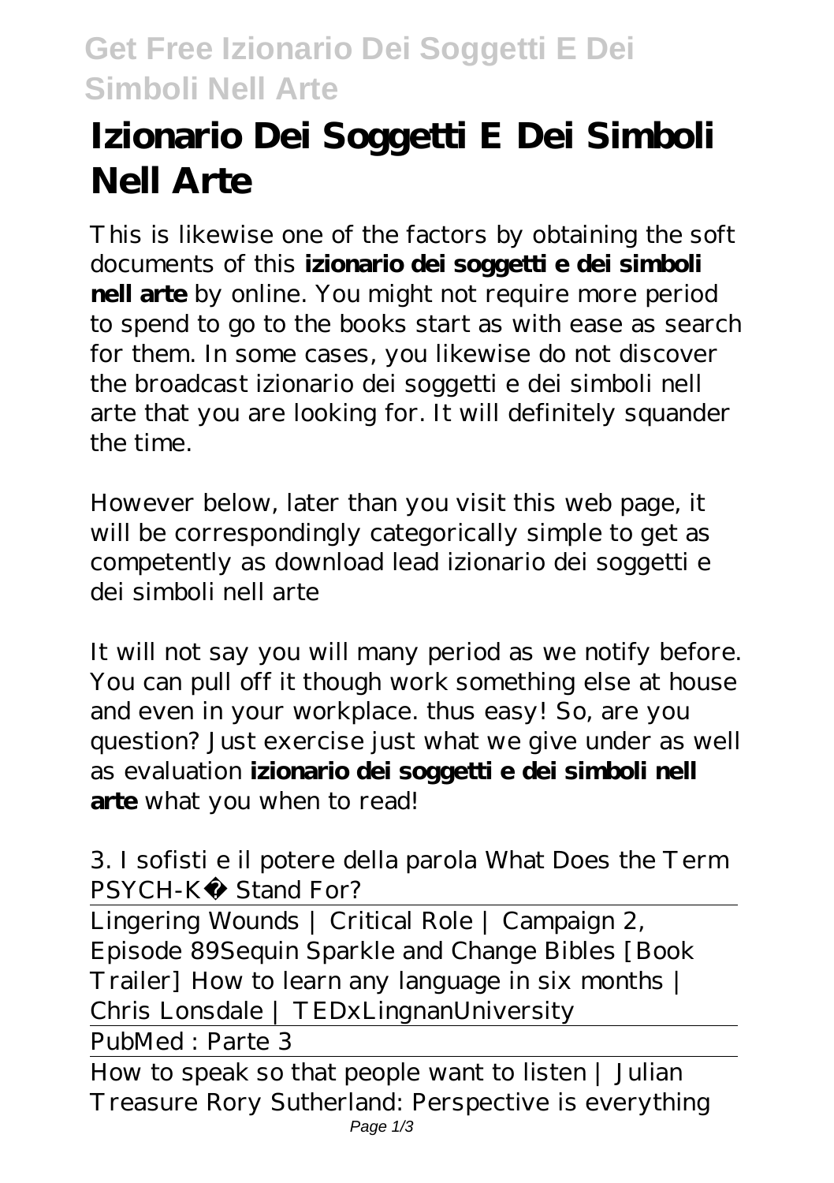// Izionario Dei Soggetti E Dei Simboli Nell Arte

This is likewise one of the factors by obtaining the soft documents of this **izionario dei soggetti e dei simboli nell arte** by online. You might not require more period to spend to go to the books start as with ease as search for them. In some cases, you likewise do not discover the broadcast izionario dei soggetti e dei simboli nell arte that you are looking for. It will definitely squander the time.

However below, later than you visit this web page, it will be correspondingly categorically simple to get as competently as download lead izionario dei soggetti e dei simboli nell arte

It will not say you will many period as we notify before. You can pull off it though work something else at house and even in your workplace. thus easy! So, are you question? Just exercise just what we give under as well as evaluation **izionario dei soggetti e dei simboli nell arte** what you when to read!

*3. I sofisti e il potere della parola What Does the Term PSYCH-K® Stand For?*

Lingering Wounds | Critical Role | Campaign 2, Episode 89*Sequin Sparkle and Change Bibles [Book Trailer] How to learn any language in six months | Chris Lonsdale | TEDxLingnanUniversity*

PubMed : Parte 3

How to speak so that people want to listen | Julian Treasure *Rory Sutherland: Perspective is everything*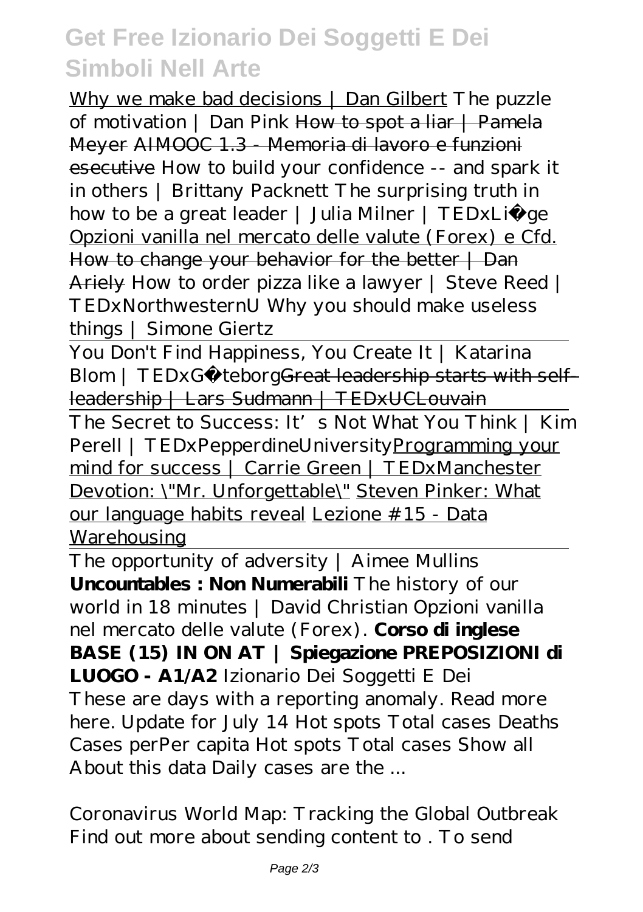Why we make bad decisions | Dan Gilbert *The puzzle of motivation | Dan Pink* ~~How to spot a liar | Pamela Meyer~~ ~~AIMOOC 1.3 - Memoria di lavoro e funzioni esecutive~~ *How to build your confidence -- and spark it in others | Brittany Packnett* *The surprising truth in how to be a great leader | Julia Milner | TEDxLiège* Opzioni vanilla nel mercato delle valute (Forex) e Cfd. ~~How to change your behavior for the better | Dan Ariely~~ *How to order pizza like a lawyer | Steve Reed | TEDxNorthwesternU* *Why you should make useless things | Simone Giertz*

You Don't Find Happiness, You Create It | Katarina Blom | TEDxGöteborg~~Great leadership starts with self-leadership | Lars Sudmann | TEDxUCLouvain~~

The Secret to Success: It's Not What You Think | Kim Perell | TEDxPepperdineUniversity Programming your mind for success | Carrie Green | TEDxManchester Devotion: \"Mr. Unforgettable\" Steven Pinker: What our language habits reveal Lezione #15 - Data Warehousing

The opportunity of adversity | Aimee Mullins **Uncountables : Non Numerabili** *The history of our world in 18 minutes | David Christian* *Opzioni vanilla nel mercato delle valute (Forex).* **Corso di inglese BASE (15) IN ON AT | Spiegazione PREPOSIZIONI di LUOGO - A1/A2** *Izionario Dei Soggetti E Dei*
These are days with a reporting anomaly. Read more here. Update for July 14 Hot spots Total cases Deaths Cases perPer capita Hot spots Total cases Show all About this data Daily cases are the ...

*Coronavirus World Map: Tracking the Global Outbreak*
Find out more about sending content to . To send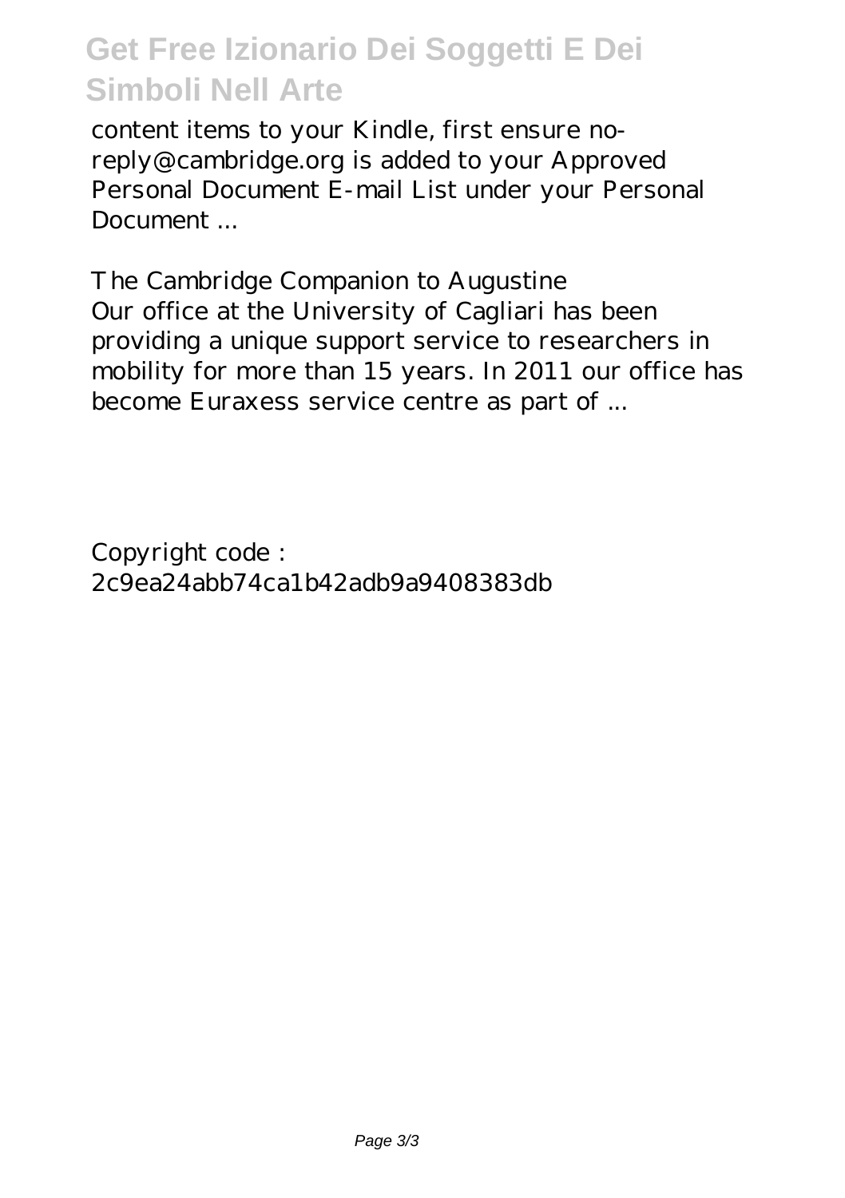content items to your Kindle, first ensure no-reply@cambridge.org is added to your Approved Personal Document E-mail List under your Personal Document ...

The Cambridge Companion to Augustine

Our office at the University of Cagliari has been providing a unique support service to researchers in mobility for more than 15 years. In 2011 our office has become Euraxess service centre as part of ...

Copyright code : 2c9ea24abb74ca1b42adb9a9408383db